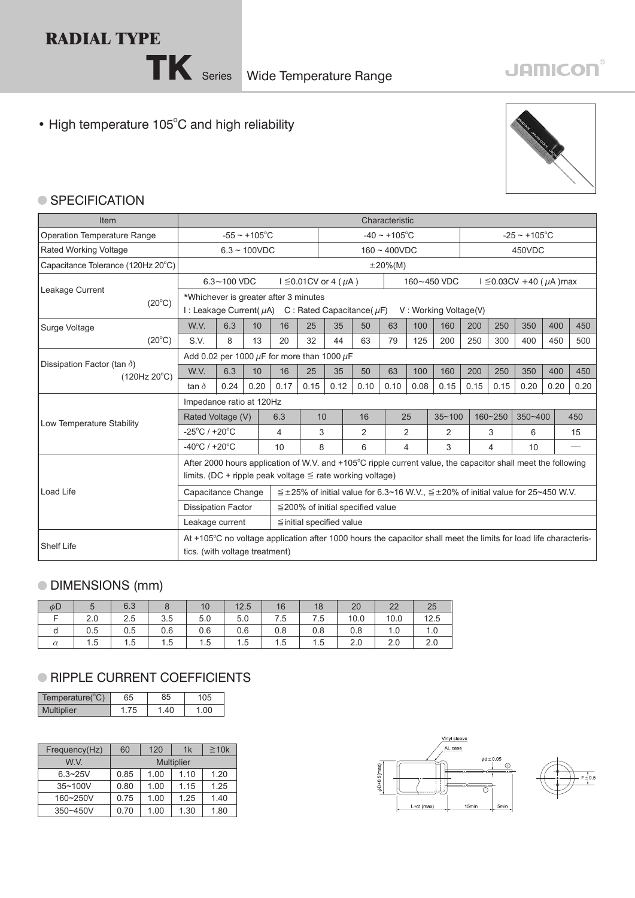# RADIAL TYPE

## TK Series Wide Temperature Range

JAMICON®

- High temperature 105°C and high reliability

## SPECIFICATION

| Item | Characteristic | | | | | | | | | | | | | |
|---|---|---|---|---|---|---|---|---|---|---|---|---|---|---|
| Operation Temperature Range | -55 ~ +105°C | | | | | -40 ~ +105°C | | | | | -25 ~ +105°C | | | |
| Rated Working Voltage | 6.3 ~ 100VDC | | | | | 160 ~ 400VDC | | | | | 450VDC | | | |
| Capacitance Tolerance (120Hz 20°C) | ±20%(M) | | | | | | | | | | | | | |
| Leakage Current (20°C) | 6.3~100 VDC I ≦0.01CV or 4 (μA) | | | | | | | 160~450 VDC I ≦0.03CV +40 (μA)max | | | | | | |
| | *Whichever is greater after 3 minutes<br>I : Leakage Current(μA) C : Rated Capacitance(μF) V : Working Voltage(V) | | | | | | | | | | | | | |
| Surge Voltage (20°C) | W.V. | 6.3 | 10 | 16 | 25 | 35 | 50 | 63 | 100 | 160 | 200 | 250 | 350 | 400 | 450 |
| | S.V. | 8 | 13 | 20 | 32 | 44 | 63 | 79 | 125 | 200 | 250 | 300 | 400 | 450 | 500 |
| Dissipation Factor (tan δ) (120Hz 20°C) | Add 0.02 per 1000 μF for more than 1000 μF | | | | | | | | | | | | | | |
| | W.V. | 6.3 | 10 | 16 | 25 | 35 | 50 | 63 | 100 | 160 | 200 | 250 | 350 | 400 | 450 |
| | tan δ | 0.24 | 0.20 | 0.17 | 0.15 | 0.12 | 0.10 | 0.10 | 0.08 | 0.15 | 0.15 | 0.15 | 0.20 | 0.20 | 0.20 |

| Low Temperature Stability | Impedance ratio at 120Hz | | | | | | | | |
|---|---|---|---|---|---|---|---|---|---|
| | Rated Voltage (V) | 6.3 | 10 | 16 | 25 | 35~100 | 160~250 | 350~400 | 450 |
| | -25°C / +20°C | 4 | 3 | 2 | 2 | 2 | 3 | 6 | 15 |
| | -40°C / +20°C | 10 | 8 | 6 | 4 | 3 | 4 | 10 | — |

| Load Life | After 2000 hours application of W.V. and +105°C ripple current value, the capacitor shall meet the following limits. (DC + ripple peak voltage ≦ rate working voltage) | |
|---|---|---|
| | Capacitance Change | ≦±25% of initial value for 6.3~16 W.V., ≦±20% of initial value for 25~450 W.V. |
| | Dissipation Factor | ≦200% of initial specified value |
| | Leakage current | ≦initial specified value |
| Shelf Life | At +105°C no voltage application after 1000 hours the capacitor shall meet the limits for load life characteristics. (with voltage treatment) | |

## DIMENSIONS (mm)

| φD | 5 | 6.3 | 8 | 10 | 12.5 | 16 | 18 | 20 | 22 | 25 |
|---|---|---|---|---|---|---|---|---|---|---|
| F | 2.0 | 2.5 | 3.5 | 5.0 | 5.0 | 7.5 | 7.5 | 10.0 | 10.0 | 12.5 |
| d | 0.5 | 0.5 | 0.6 | 0.6 | 0.6 | 0.8 | 0.8 | 0.8 | 1.0 | 1.0 |
| α | 1.5 | 1.5 | 1.5 | 1.5 | 1.5 | 1.5 | 1.5 | 2.0 | 2.0 | 2.0 |

## RIPPLE CURRENT COEFFICIENTS

| Temperature(°C) | 65 | 85 | 105 |
|---|---|---|---|
| Multiplier | 1.75 | 1.40 | 1.00 |

| Frequency(Hz) | 60 | 120 | 1k | ≧10k |
|---|---|---|---|---|
| W.V. | Multiplier | | | |
| 6.3~25V | 0.85 | 1.00 | 1.10 | 1.20 |
| 35~100V | 0.80 | 1.00 | 1.15 | 1.25 |
| 160~250V | 0.75 | 1.00 | 1.25 | 1.40 |
| 350~450V | 0.70 | 1.00 | 1.30 | 1.80 |

Vinyl sleeve
AL.case
φd ± 0.05
φD+0.5(max)
L+α (max)
15min
5min
F ± 0.5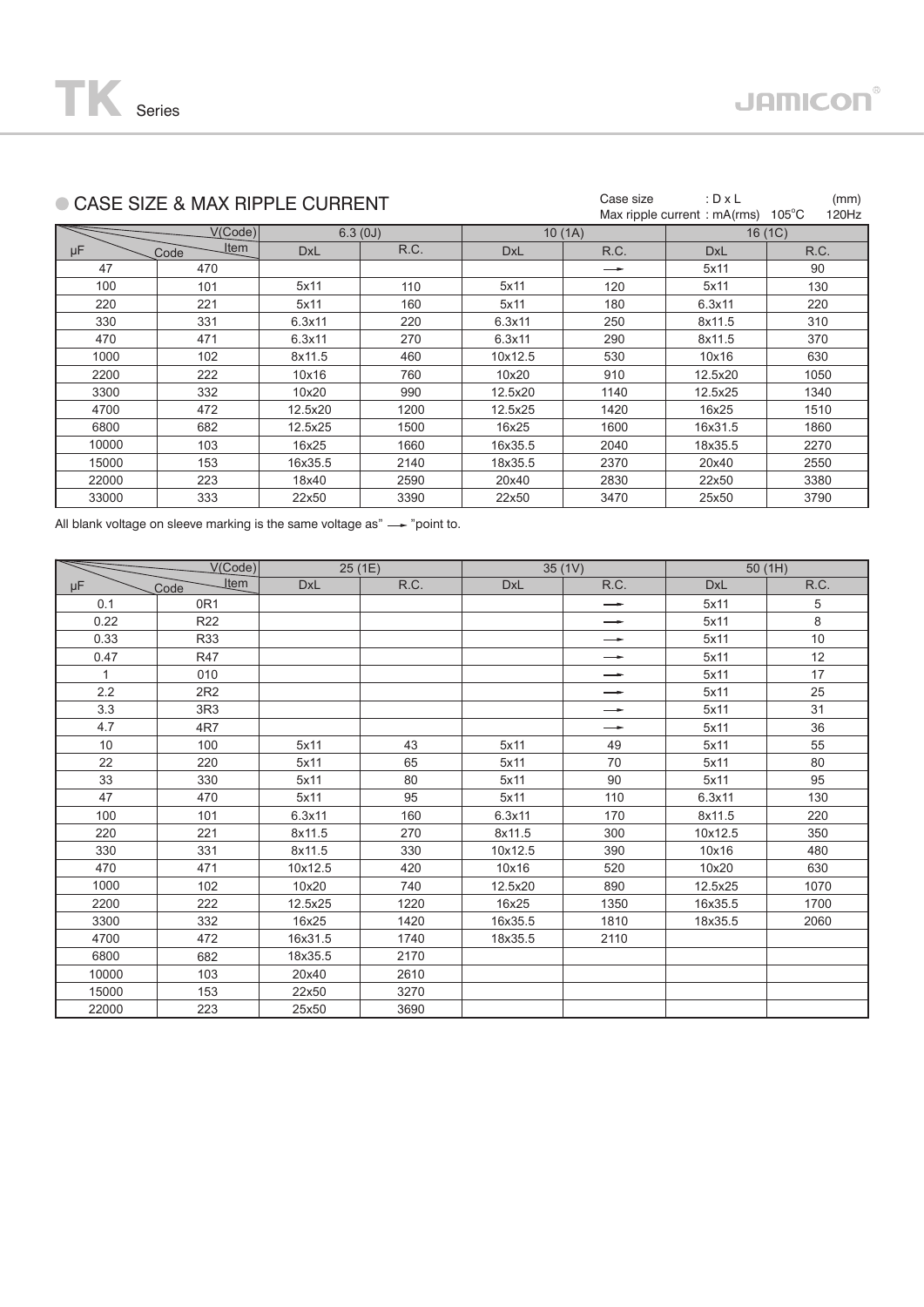## ● CASE SIZE & MAX RIPPLE CURRENT

Case size : D x L (mm)
Max ripple current : mA(rms) 105°C 120Hz

| µF | Code \ V(Code) / Item | 6.3 (0J) | | 10 (1A) | | 16 (1C) | |
|---|---|---|---|---|---|---|---|
| | | DxL | R.C. | DxL | R.C. | DxL | R.C. |
| 47 | 470 | | | | → | 5x11 | 90 |
| 100 | 101 | 5x11 | 110 | 5x11 | 120 | 5x11 | 130 |
| 220 | 221 | 5x11 | 160 | 5x11 | 180 | 6.3x11 | 220 |
| 330 | 331 | 6.3x11 | 220 | 6.3x11 | 250 | 8x11.5 | 310 |
| 470 | 471 | 6.3x11 | 270 | 6.3x11 | 290 | 8x11.5 | 370 |
| 1000 | 102 | 8x11.5 | 460 | 10x12.5 | 530 | 10x16 | 630 |
| 2200 | 222 | 10x16 | 760 | 10x20 | 910 | 12.5x20 | 1050 |
| 3300 | 332 | 10x20 | 990 | 12.5x20 | 1140 | 12.5x25 | 1340 |
| 4700 | 472 | 12.5x20 | 1200 | 12.5x25 | 1420 | 16x25 | 1510 |
| 6800 | 682 | 12.5x25 | 1500 | 16x25 | 1600 | 16x31.5 | 1860 |
| 10000 | 103 | 16x25 | 1660 | 16x35.5 | 2040 | 18x35.5 | 2270 |
| 15000 | 153 | 16x35.5 | 2140 | 18x35.5 | 2370 | 20x40 | 2550 |
| 22000 | 223 | 18x40 | 2590 | 20x40 | 2830 | 22x50 | 3380 |
| 33000 | 333 | 22x50 | 3390 | 22x50 | 3470 | 25x50 | 3790 |

All blank voltage on sleeve marking is the same voltage as" → "point to.

| µF | Code \ V(Code) / Item | 25 (1E) | | 35 (1V) | | 50 (1H) | |
|---|---|---|---|---|---|---|---|
| | | DxL | R.C. | DxL | R.C. | DxL | R.C. |
| 0.1 | 0R1 | | | | → | 5x11 | 5 |
| 0.22 | R22 | | | | → | 5x11 | 8 |
| 0.33 | R33 | | | | → | 5x11 | 10 |
| 0.47 | R47 | | | | → | 5x11 | 12 |
| 1 | 010 | | | | → | 5x11 | 17 |
| 2.2 | 2R2 | | | | → | 5x11 | 25 |
| 3.3 | 3R3 | | | | → | 5x11 | 31 |
| 4.7 | 4R7 | | | | → | 5x11 | 36 |
| 10 | 100 | 5x11 | 43 | 5x11 | 49 | 5x11 | 55 |
| 22 | 220 | 5x11 | 65 | 5x11 | 70 | 5x11 | 80 |
| 33 | 330 | 5x11 | 80 | 5x11 | 90 | 5x11 | 95 |
| 47 | 470 | 5x11 | 95 | 5x11 | 110 | 6.3x11 | 130 |
| 100 | 101 | 6.3x11 | 160 | 6.3x11 | 170 | 8x11.5 | 220 |
| 220 | 221 | 8x11.5 | 270 | 8x11.5 | 300 | 10x12.5 | 350 |
| 330 | 331 | 8x11.5 | 330 | 10x12.5 | 390 | 10x16 | 480 |
| 470 | 471 | 10x12.5 | 420 | 10x16 | 520 | 10x20 | 630 |
| 1000 | 102 | 10x20 | 740 | 12.5x20 | 890 | 12.5x25 | 1070 |
| 2200 | 222 | 12.5x25 | 1220 | 16x25 | 1350 | 16x35.5 | 1700 |
| 3300 | 332 | 16x25 | 1420 | 16x35.5 | 1810 | 18x35.5 | 2060 |
| 4700 | 472 | 16x31.5 | 1740 | 18x35.5 | 2110 | | |
| 6800 | 682 | 18x35.5 | 2170 | | | | |
| 10000 | 103 | 20x40 | 2610 | | | | |
| 15000 | 153 | 22x50 | 3270 | | | | |
| 22000 | 223 | 25x50 | 3690 | | | | |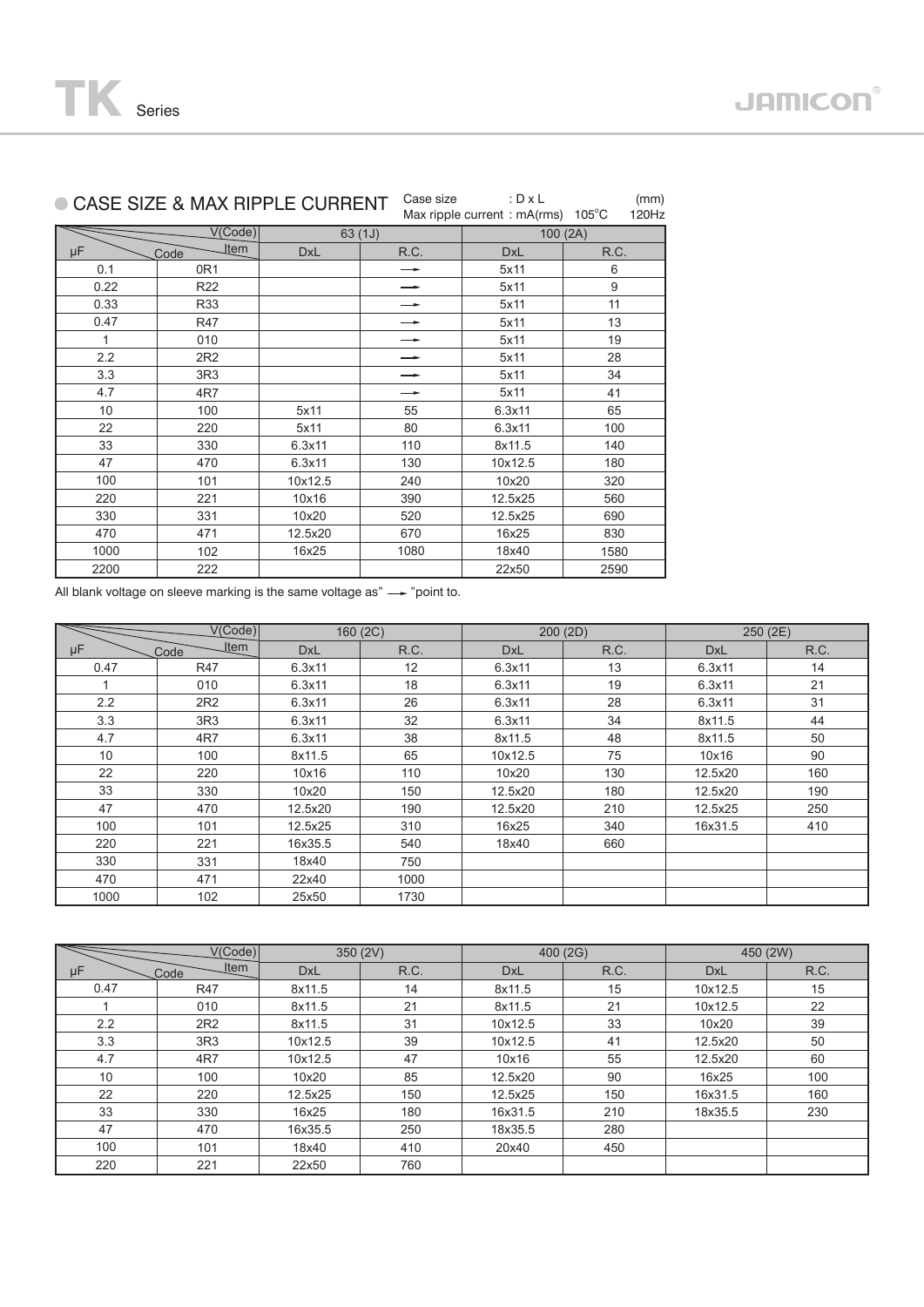# TK Series

## ● CASE SIZE & MAX RIPPLE CURRENT

Case size : D x L (mm)
Max ripple current : mA(rms) 105°C 120Hz

| μF | V(Code) / Code / Item | 63 (1J) | | 100 (2A) | |
|---|---|---|---|---|---|
| | | DxL | R.C. | DxL | R.C. |
| 0.1 | 0R1 | | → | 5x11 | 6 |
| 0.22 | R22 | | → | 5x11 | 9 |
| 0.33 | R33 | | → | 5x11 | 11 |
| 0.47 | R47 | | → | 5x11 | 13 |
| 1 | 010 | | → | 5x11 | 19 |
| 2.2 | 2R2 | | → | 5x11 | 28 |
| 3.3 | 3R3 | | → | 5x11 | 34 |
| 4.7 | 4R7 | | → | 5x11 | 41 |
| 10 | 100 | 5x11 | 55 | 6.3x11 | 65 |
| 22 | 220 | 5x11 | 80 | 6.3x11 | 100 |
| 33 | 330 | 6.3x11 | 110 | 8x11.5 | 140 |
| 47 | 470 | 6.3x11 | 130 | 10x12.5 | 180 |
| 100 | 101 | 10x12.5 | 240 | 10x20 | 320 |
| 220 | 221 | 10x16 | 390 | 12.5x25 | 560 |
| 330 | 331 | 10x20 | 520 | 12.5x25 | 690 |
| 470 | 471 | 12.5x20 | 670 | 16x25 | 830 |
| 1000 | 102 | 16x25 | 1080 | 18x40 | 1580 |
| 2200 | 222 | | | 22x50 | 2590 |

All blank voltage on sleeve marking is the same voltage as" → "point to.

| μF | V(Code) / Code / Item | 160 (2C) | | 200 (2D) | | 250 (2E) | |
|---|---|---|---|---|---|---|---|
| | | DxL | R.C. | DxL | R.C. | DxL | R.C. |
| 0.47 | R47 | 6.3x11 | 12 | 6.3x11 | 13 | 6.3x11 | 14 |
| 1 | 010 | 6.3x11 | 18 | 6.3x11 | 19 | 6.3x11 | 21 |
| 2.2 | 2R2 | 6.3x11 | 26 | 6.3x11 | 28 | 6.3x11 | 31 |
| 3.3 | 3R3 | 6.3x11 | 32 | 6.3x11 | 34 | 8x11.5 | 44 |
| 4.7 | 4R7 | 6.3x11 | 38 | 8x11.5 | 48 | 8x11.5 | 50 |
| 10 | 100 | 8x11.5 | 65 | 10x12.5 | 75 | 10x16 | 90 |
| 22 | 220 | 10x16 | 110 | 10x20 | 130 | 12.5x20 | 160 |
| 33 | 330 | 10x20 | 150 | 12.5x20 | 180 | 12.5x20 | 190 |
| 47 | 470 | 12.5x20 | 190 | 12.5x20 | 210 | 12.5x25 | 250 |
| 100 | 101 | 12.5x25 | 310 | 16x25 | 340 | 16x31.5 | 410 |
| 220 | 221 | 16x35.5 | 540 | 18x40 | 660 | | |
| 330 | 331 | 18x40 | 750 | | | | |
| 470 | 471 | 22x40 | 1000 | | | | |
| 1000 | 102 | 25x50 | 1730 | | | | |

| μF | V(Code) / Code / Item | 350 (2V) | | 400 (2G) | | 450 (2W) | |
|---|---|---|---|---|---|---|---|
| | | DxL | R.C. | DxL | R.C. | DxL | R.C. |
| 0.47 | R47 | 8x11.5 | 14 | 8x11.5 | 15 | 10x12.5 | 15 |
| 1 | 010 | 8x11.5 | 21 | 8x11.5 | 21 | 10x12.5 | 22 |
| 2.2 | 2R2 | 8x11.5 | 31 | 10x12.5 | 33 | 10x20 | 39 |
| 3.3 | 3R3 | 10x12.5 | 39 | 10x12.5 | 41 | 12.5x20 | 50 |
| 4.7 | 4R7 | 10x12.5 | 47 | 10x16 | 55 | 12.5x20 | 60 |
| 10 | 100 | 10x20 | 85 | 12.5x20 | 90 | 16x25 | 100 |
| 22 | 220 | 12.5x25 | 150 | 12.5x25 | 150 | 16x31.5 | 160 |
| 33 | 330 | 16x25 | 180 | 16x31.5 | 210 | 18x35.5 | 230 |
| 47 | 470 | 16x35.5 | 250 | 18x35.5 | 280 | | |
| 100 | 101 | 18x40 | 410 | 20x40 | 450 | | |
| 220 | 221 | 22x50 | 760 | | | | |